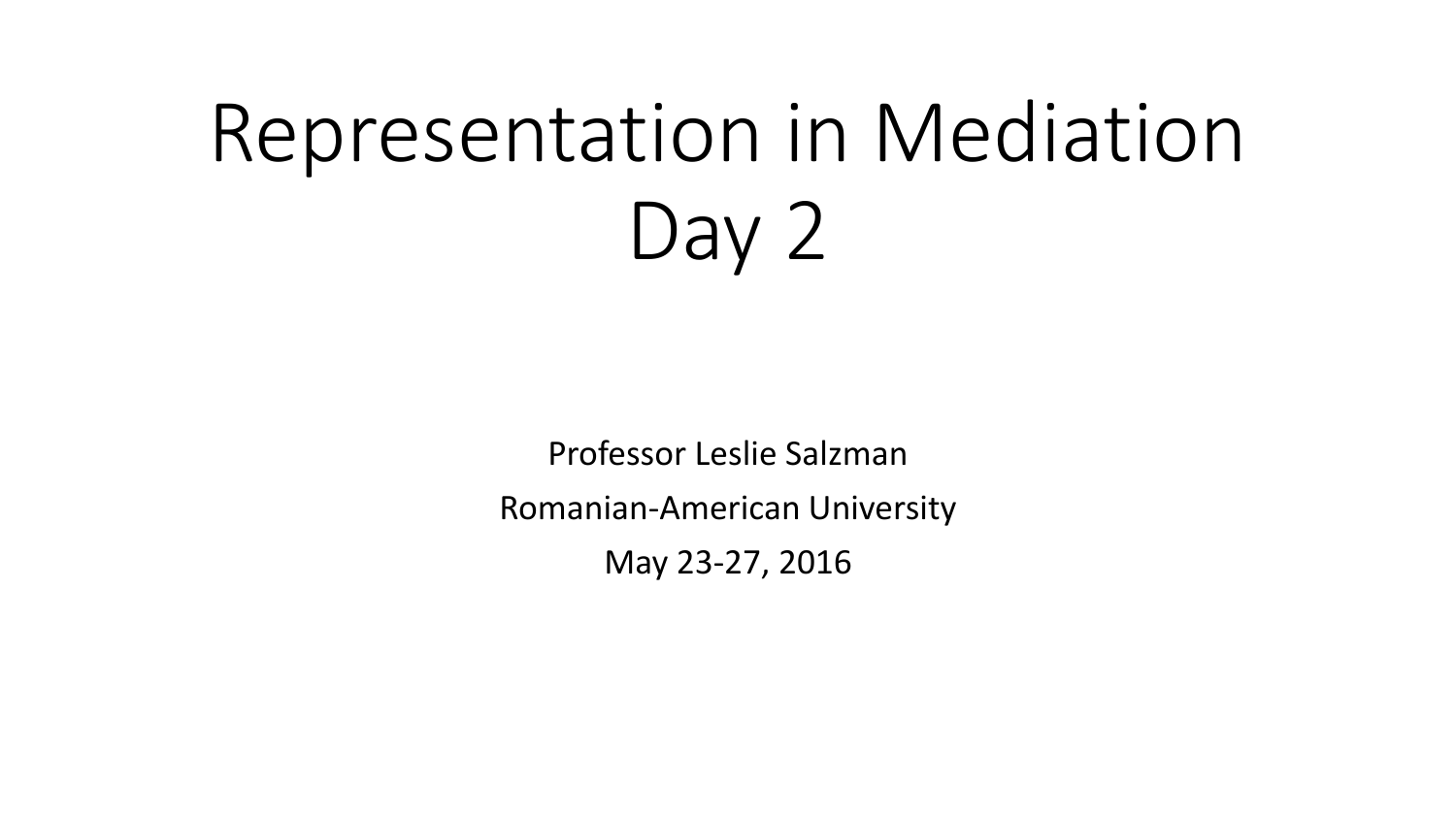# Representation in Mediation Day 2

Professor Leslie Salzman

Romanian-American University

May 23-27, 2016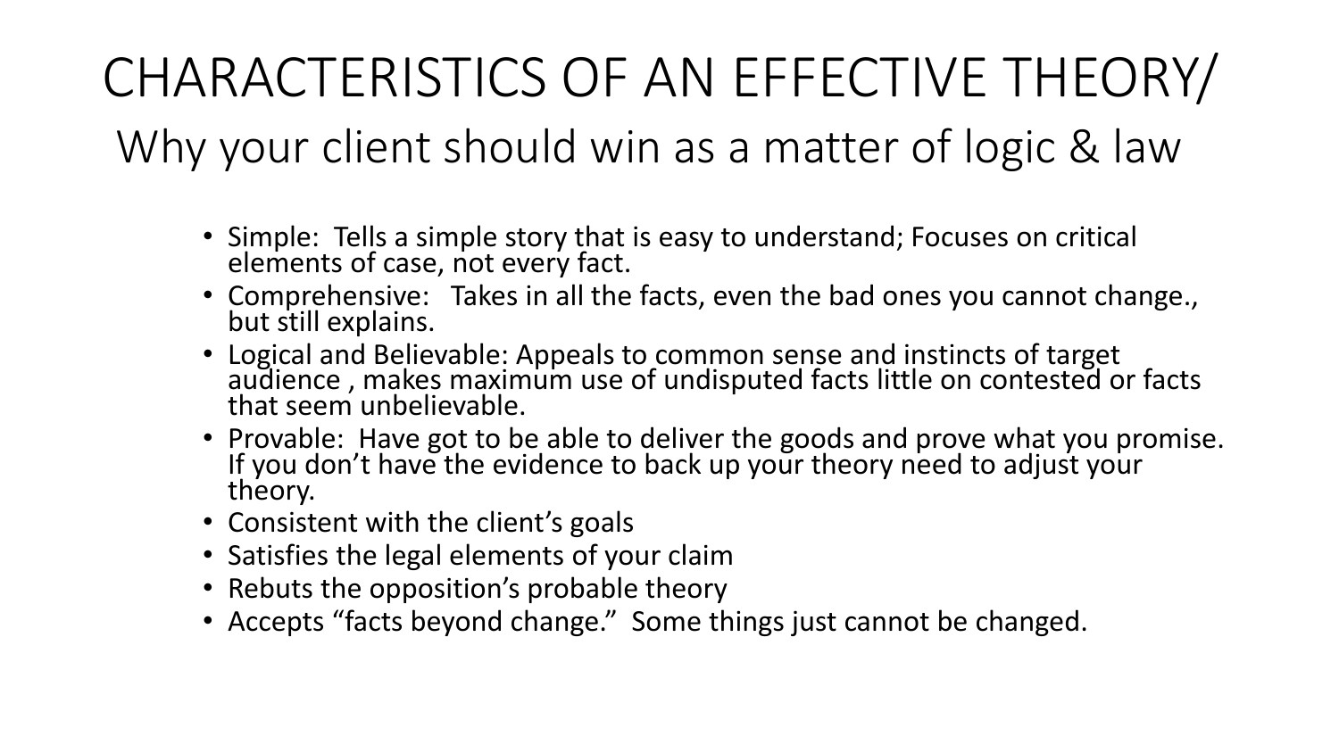# CHARACTERISTICS OF AN EFFECTIVE THEORY/

## Why your client should win as a matter of logic & law

- Simple: Tells a simple story that is easy to understand; Focuses on critical elements of case, not every fact.
- Comprehensive: Takes in all the facts, even the bad ones you cannot change., but still explains.
- Logical and Believable: Appeals to common sense and instincts of target audience , makes maximum use of undisputed facts little on contested or facts that seem unbelievable.
- Provable: Have got to be able to deliver the goods and prove what you promise. If you don't have the evidence to back up your theory need to adjust your theory.
- Consistent with the client's goals
- Satisfies the legal elements of your claim
- Rebuts the opposition's probable theory
- Accepts "facts beyond change." Some things just cannot be changed.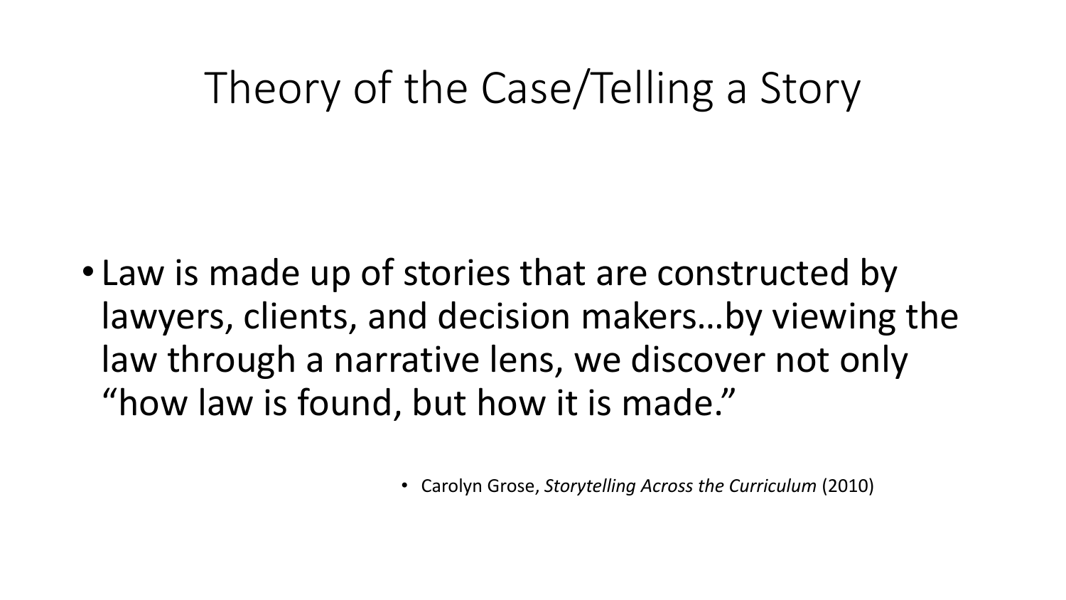# Theory of the Case/Telling a Story

- Law is made up of stories that are constructed by lawyers, clients, and decision makers…by viewing the law through a narrative lens, we discover not only "how law is found, but how it is made."

    - Carolyn Grose, *Storytelling Across the Curriculum* (2010)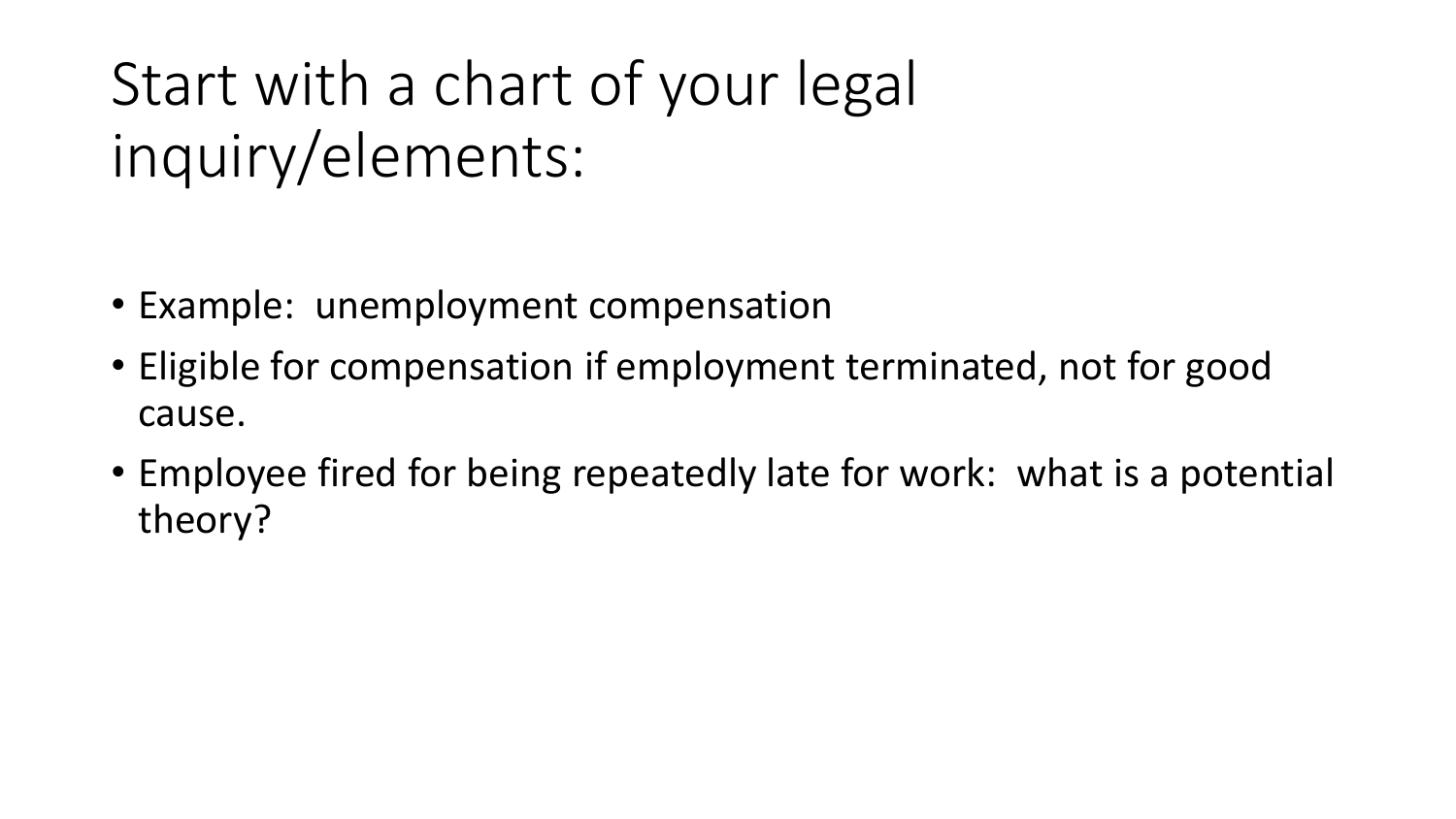# Start with a chart of your legal inquiry/elements:

- Example:  unemployment compensation
- Eligible for compensation if employment terminated, not for good cause.
- Employee fired for being repeatedly late for work:  what is a potential theory?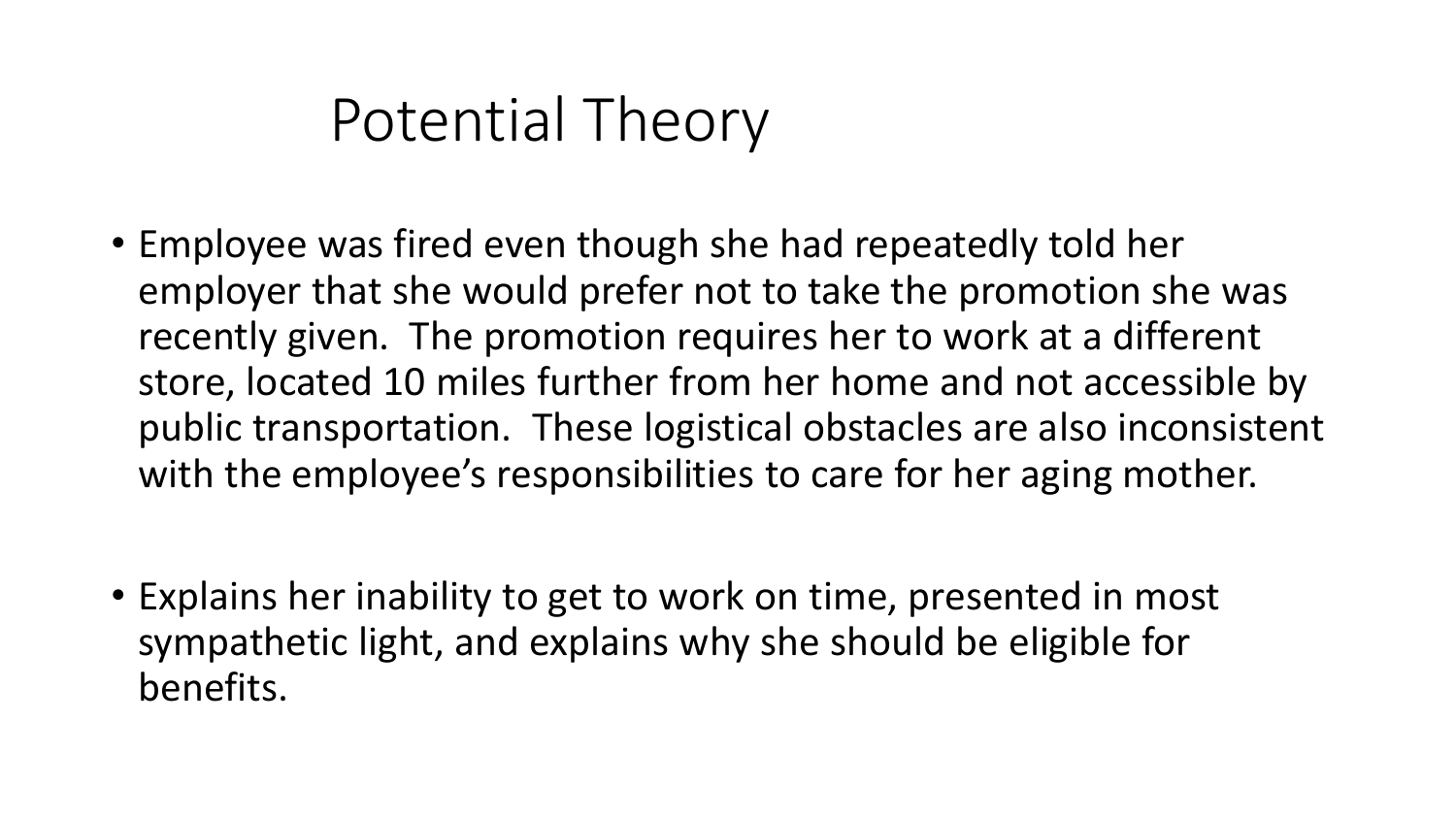# Potential Theory

- Employee was fired even though she had repeatedly told her employer that she would prefer not to take the promotion she was recently given. The promotion requires her to work at a different store, located 10 miles further from her home and not accessible by public transportation. These logistical obstacles are also inconsistent with the employee's responsibilities to care for her aging mother.

- Explains her inability to get to work on time, presented in most sympathetic light, and explains why she should be eligible for benefits.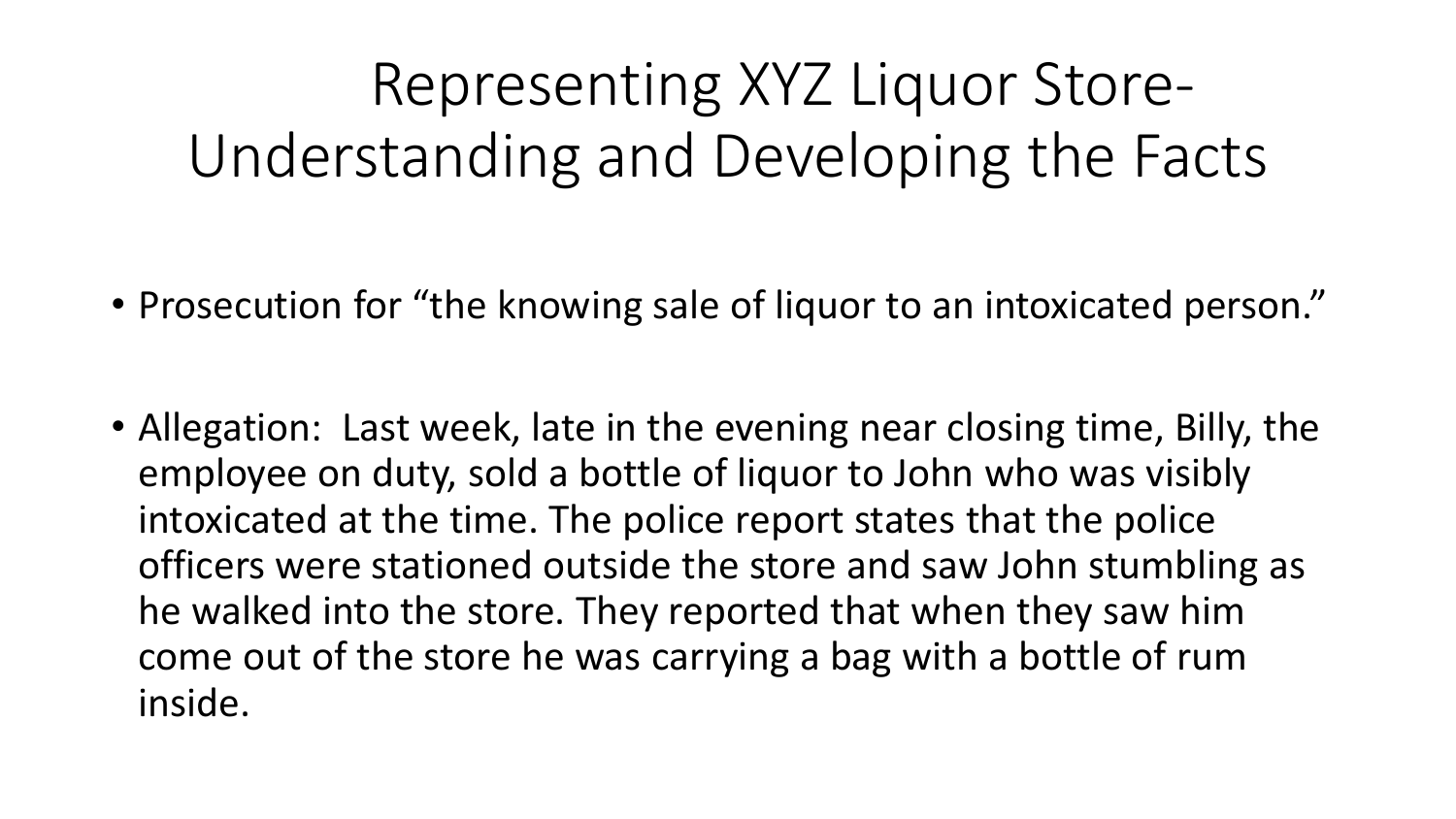# Representing XYZ Liquor Store- Understanding and Developing the Facts

- Prosecution for "the knowing sale of liquor to an intoxicated person."

- Allegation: Last week, late in the evening near closing time, Billy, the employee on duty, sold a bottle of liquor to John who was visibly intoxicated at the time. The police report states that the police officers were stationed outside the store and saw John stumbling as he walked into the store. They reported that when they saw him come out of the store he was carrying a bag with a bottle of rum inside.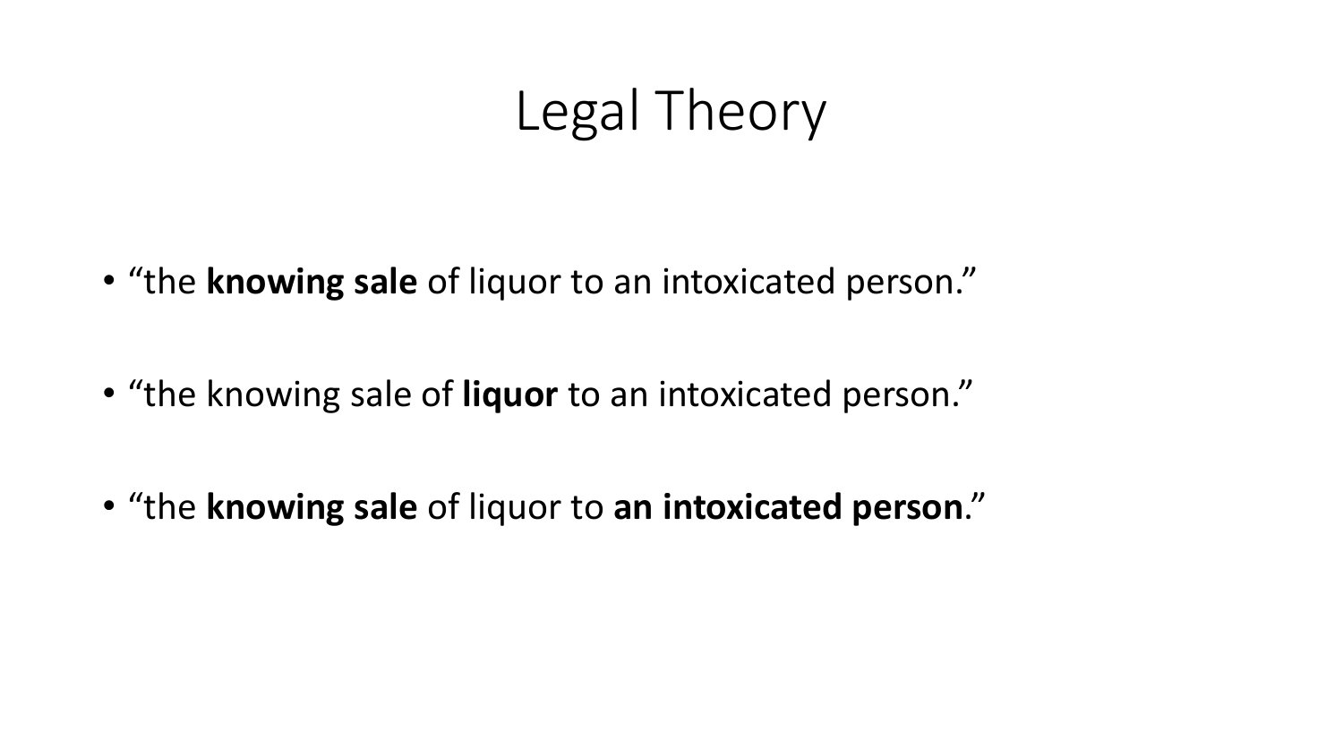# Legal Theory

- "the **knowing sale** of liquor to an intoxicated person."
- "the knowing sale of **liquor** to an intoxicated person."
- "the **knowing sale** of liquor to **an intoxicated person**."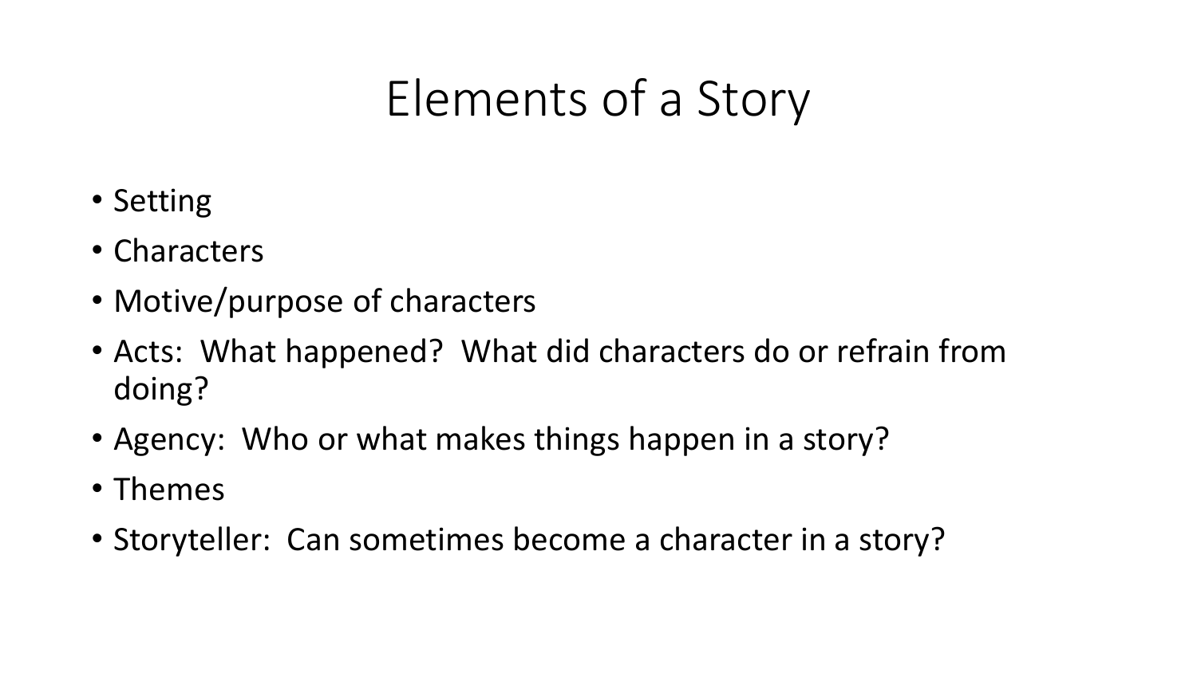# Elements of a Story

- Setting
- Characters
- Motive/purpose of characters
- Acts: What happened? What did characters do or refrain from doing?
- Agency: Who or what makes things happen in a story?
- Themes
- Storyteller: Can sometimes become a character in a story?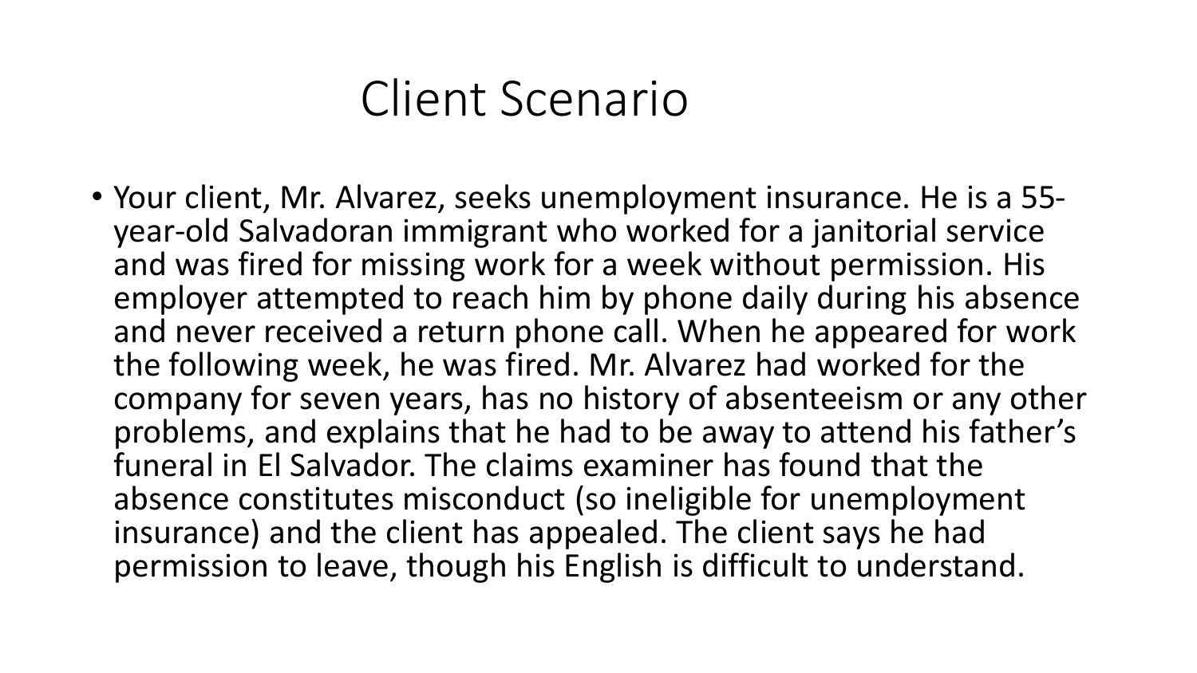# Client Scenario

- Your client, Mr. Alvarez, seeks unemployment insurance. He is a 55-year-old Salvadoran immigrant who worked for a janitorial service and was fired for missing work for a week without permission. His employer attempted to reach him by phone daily during his absence and never received a return phone call. When he appeared for work the following week, he was fired. Mr. Alvarez had worked for the company for seven years, has no history of absenteeism or any other problems, and explains that he had to be away to attend his father's funeral in El Salvador. The claims examiner has found that the absence constitutes misconduct (so ineligible for unemployment insurance) and the client has appealed. The client says he had permission to leave, though his English is difficult to understand.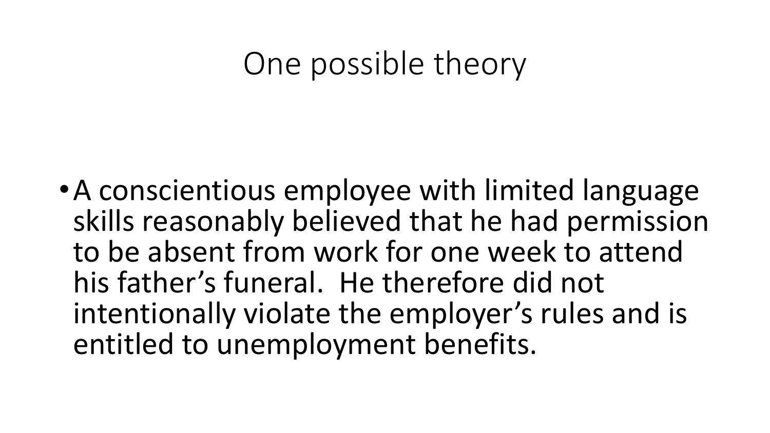# One possible theory

- A conscientious employee with limited language skills reasonably believed that he had permission to be absent from work for one week to attend his father's funeral. He therefore did not intentionally violate the employer's rules and is entitled to unemployment benefits.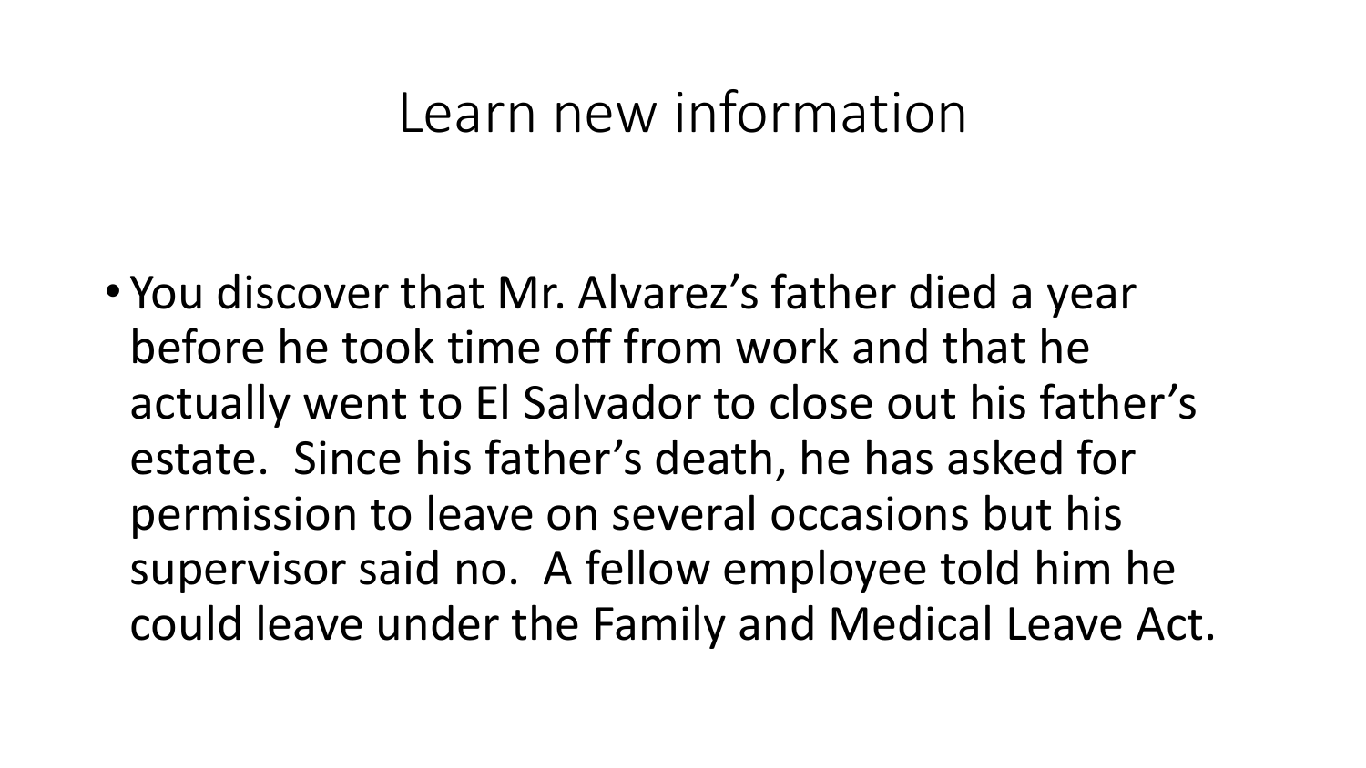# Learn new information

- You discover that Mr. Alvarez's father died a year before he took time off from work and that he actually went to El Salvador to close out his father's estate. Since his father's death, he has asked for permission to leave on several occasions but his supervisor said no. A fellow employee told him he could leave under the Family and Medical Leave Act.